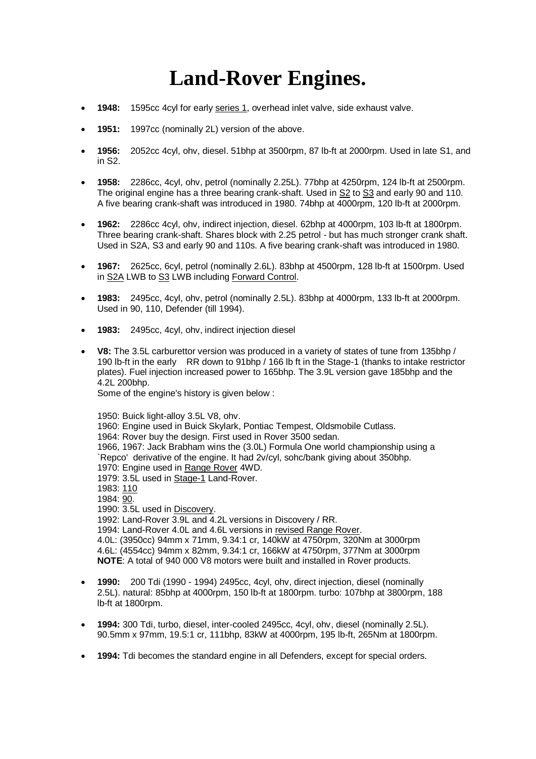# Land-Rover Engines.

- **1948:** 1595cc 4cyl for early series 1, overhead inlet valve, side exhaust valve.
- **1951:** 1997cc (nominally 2L) version of the above.
- **1956:** 2052cc 4cyl, ohv, diesel. 51bhp at 3500rpm, 87 lb-ft at 2000rpm. Used in late S1, and in S2.
- **1958:** 2286cc, 4cyl, ohv, petrol (nominally 2.25L). 77bhp at 4250rpm, 124 lb-ft at 2500rpm. The original engine has a three bearing crank-shaft. Used in S2 to S3 and early 90 and 110. A five bearing crank-shaft was introduced in 1980. 74bhp at 4000rpm, 120 lb-ft at 2000rpm.
- **1962:** 2286cc 4cyl, ohv, indirect injection, diesel. 62bhp at 4000rpm, 103 lb-ft at 1800rpm. Three bearing crank-shaft. Shares block with 2.25 petrol - but has much stronger crank shaft. Used in S2A, S3 and early 90 and 110s. A five bearing crank-shaft was introduced in 1980.
- **1967:** 2625cc, 6cyl, petrol (nominally 2.6L). 83bhp at 4500rpm, 128 lb-ft at 1500rpm. Used in S2A LWB to S3 LWB including Forward Control.
- **1983:** 2495cc, 4cyl, ohv, petrol (nominally 2.5L). 83bhp at 4000rpm, 133 lb-ft at 2000rpm. Used in 90, 110, Defender (till 1994).
- **1983:** 2495cc, 4cyl, ohv, indirect injection diesel
- **V8:** The 3.5L carburettor version was produced in a variety of states of tune from 135bhp / 190 lb-ft in the early RR down to 91bhp / 166 lb ft in the Stage-1 (thanks to intake restrictor plates). Fuel injection increased power to 165bhp. The 3.9L version gave 185bhp and the 4.2L 200bhp.
  Some of the engine's history is given below :

  1950: Buick light-alloy 3.5L V8, ohv.
  1960: Engine used in Buick Skylark, Pontiac Tempest, Oldsmobile Cutlass.
  1964: Rover buy the design. First used in Rover 3500 sedan.
  1966, 1967: Jack Brabham wins the (3.0L) Formula One world championship using a `Repco' derivative of the engine. It had 2v/cyl, sohc/bank giving about 350bhp.
  1970: Engine used in Range Rover 4WD.
  1979: 3.5L used in Stage-1 Land-Rover.
  1983: 110
  1984: 90.
  1990: 3.5L used in Discovery.
  1992: Land-Rover 3.9L and 4.2L versions in Discovery / RR.
  1994: Land-Rover 4.0L and 4.6L versions in revised Range Rover.
  4.0L: (3950cc) 94mm x 71mm, 9.34:1 cr, 140kW at 4750rpm, 320Nm at 3000rpm
  4.6L: (4554cc) 94mm x 82mm, 9.34:1 cr, 166kW at 4750rpm, 377Nm at 3000rpm
  **NOTE**: A total of 940 000 V8 motors were built and installed in Rover products.

- **1990:** 200 Tdi (1990 - 1994) 2495cc, 4cyl, ohv, direct injection, diesel (nominally 2.5L). natural: 85bhp at 4000rpm, 150 lb-ft at 1800rpm. turbo: 107bhp at 3800rpm, 188 lb-ft at 1800rpm.
- **1994:** 300 Tdi, turbo, diesel, inter-cooled 2495cc, 4cyl, ohv, diesel (nominally 2.5L). 90.5mm x 97mm, 19.5:1 cr, 111bhp, 83kW at 4000rpm, 195 lb-ft, 265Nm at 1800rpm.
- **1994:** Tdi becomes the standard engine in all Defenders, except for special orders.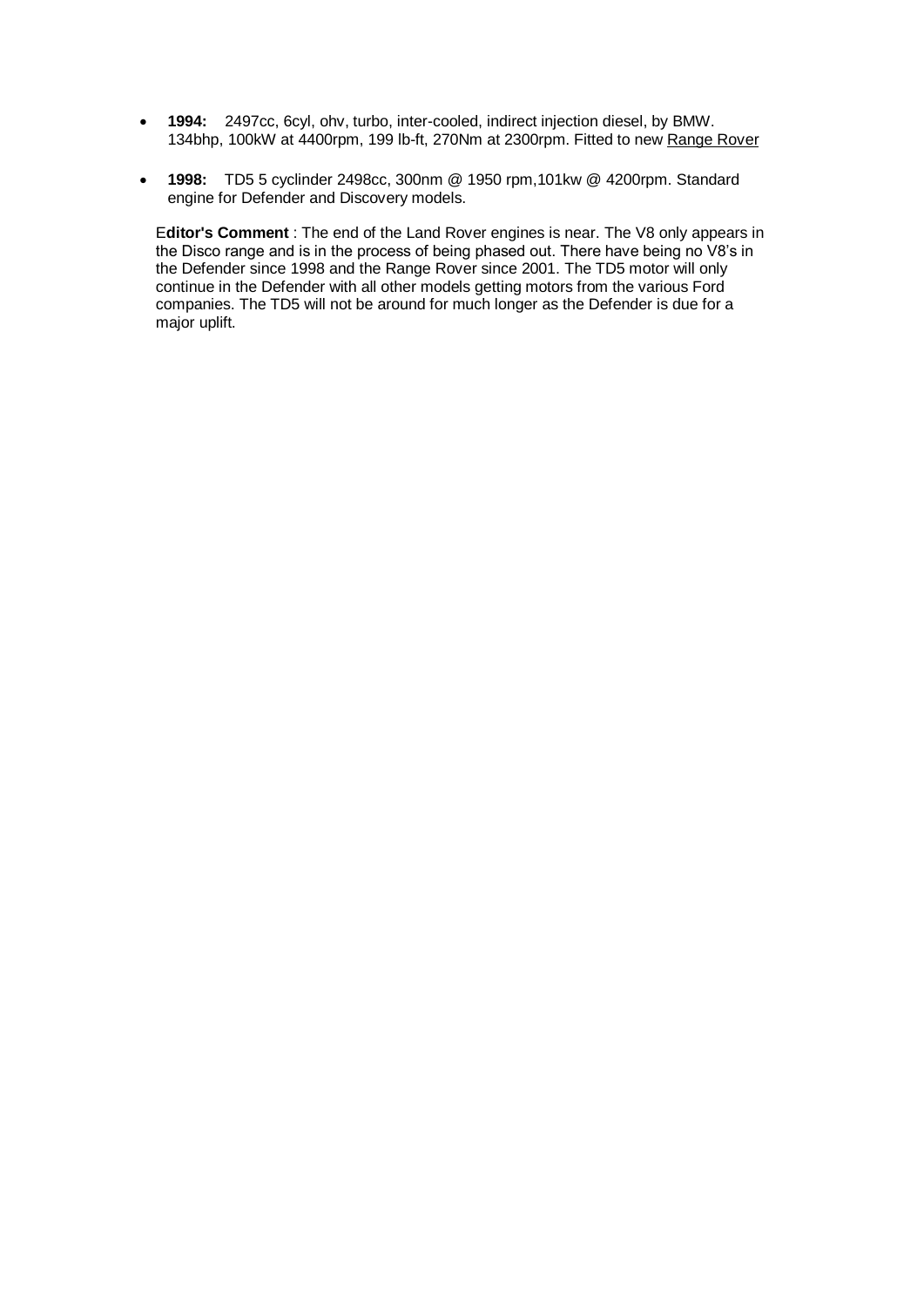- **1994:** 2497cc, 6cyl, ohv, turbo, inter-cooled, indirect injection diesel, by BMW. 134bhp, 100kW at 4400rpm, 199 lb-ft, 270Nm at 2300rpm. Fitted to new Range Rover

- **1998:** TD5 5 cyclinder 2498cc, 300nm @ 1950 rpm,101kw @ 4200rpm. Standard engine for Defender and Discovery models.

E**ditor's Comment** : The end of the Land Rover engines is near. The V8 only appears in the Disco range and is in the process of being phased out. There have being no V8's in the Defender since 1998 and the Range Rover since 2001. The TD5 motor will only continue in the Defender with all other models getting motors from the various Ford companies. The TD5 will not be around for much longer as the Defender is due for a major uplift.